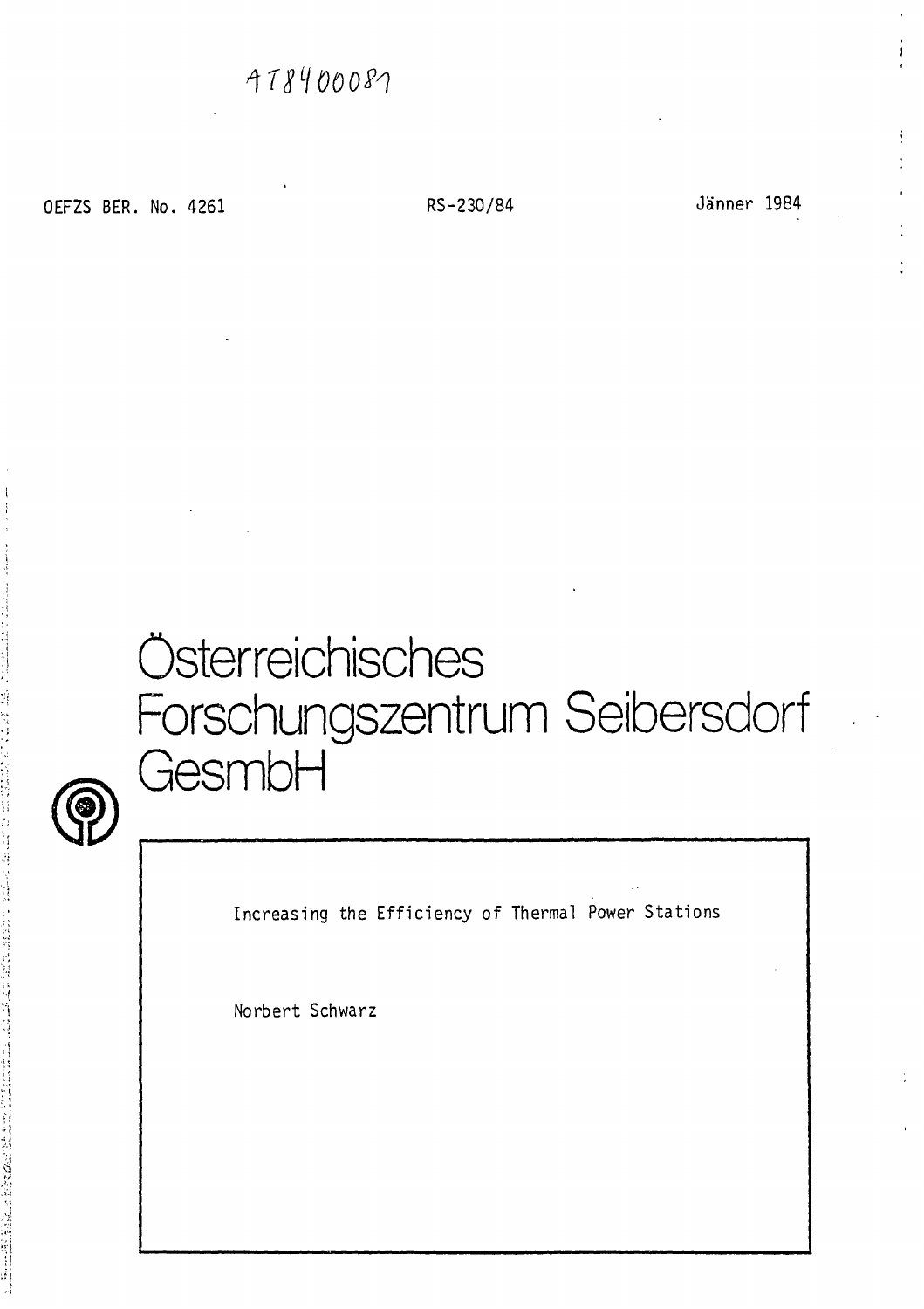AT8400081

OEFZS BER. No. 4261 RS-230/84 Jänner 1984

# Österreichisches Forschungszentrum Seibersdorf GesmbH

Increasing the Efficiency of Thermal Power Stations

Norbert Schwarz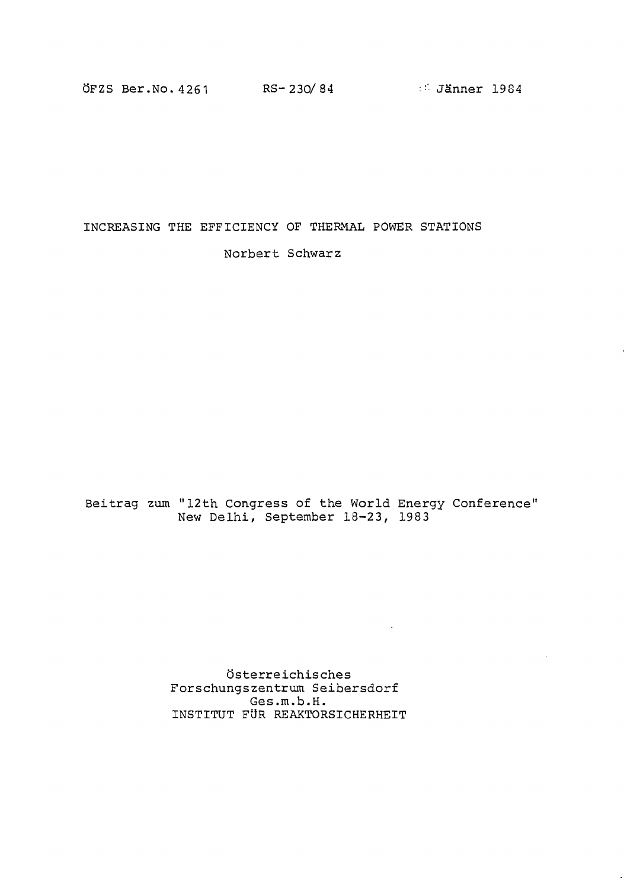ÖFZS Ber.No. 4261 RS-230/84 Jänner 1984

# INCREASING THE EFFICIENCY OF THERMAL POWER STATIONS

Norbert Schwarz

Beitrag zum "12th Congress of the World Energy Conference"
New Delhi, September 18-23, 1983

Österreichisches
Forschungszentrum Seibersdorf
Ges.m.b.H.
INSTITUT FÜR REAKTORSICHERHEIT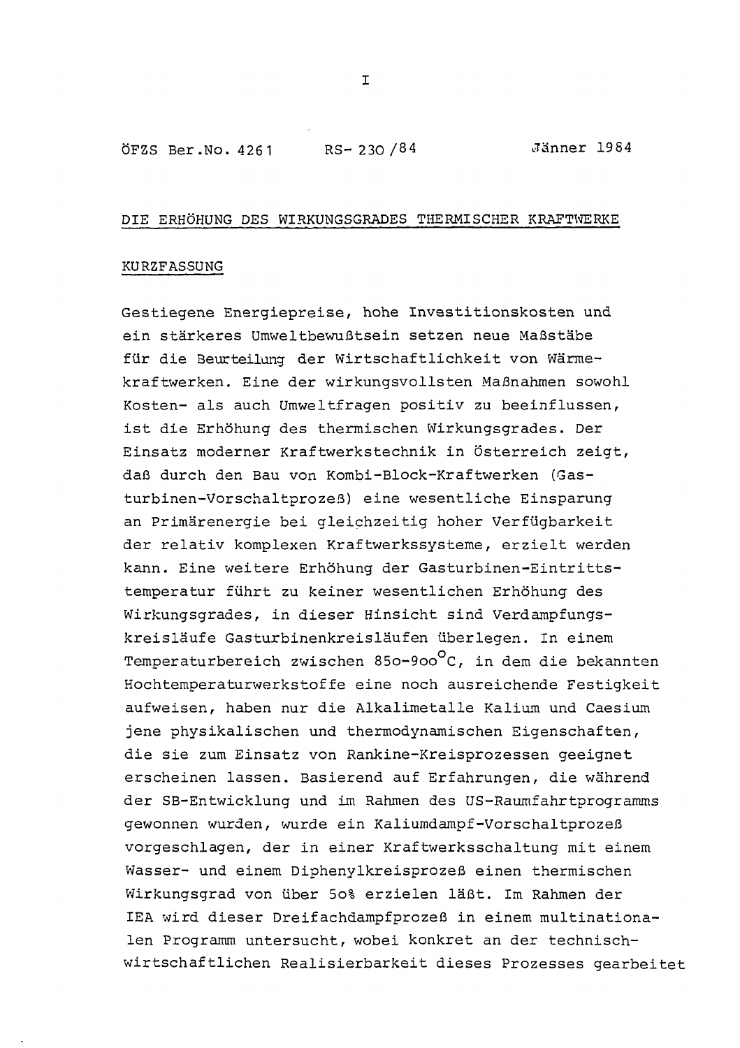ÖFZS Ber.No. 4261 RS- 230 /84 Jänner 1984

## DIE ERHÖHUNG DES WIRKUNGSGRADES THERMISCHER KRAFTWERKE

### KURZFASSUNG

Gestiegene Energiepreise, hohe Investitionskosten und ein stärkeres Umweltbewußtsein setzen neue Maßstäbe für die Beurteilung der Wirtschaftlichkeit von Wärmekraftwerken. Eine der wirkungsvollsten Maßnahmen sowohl Kosten- als auch Umweltfragen positiv zu beeinflussen, ist die Erhöhung des thermischen Wirkungsgrades. Der Einsatz moderner Kraftwerkstechnik in Österreich zeigt, daß durch den Bau von Kombi-Block-Kraftwerken (Gasturbinen-Vorschaltprozeß) eine wesentliche Einsparung an Primärenergie bei gleichzeitig hoher Verfügbarkeit der relativ komplexen Kraftwerkssysteme, erzielt werden kann. Eine weitere Erhöhung der Gasturbinen-Eintrittstemperatur führt zu keiner wesentlichen Erhöhung des Wirkungsgrades, in dieser Hinsicht sind Verdampfungskreisläufe Gasturbinenkreisläufen überlegen. In einem Temperaturbereich zwischen 850-900°C, in dem die bekannten Hochtemperaturwerkstoffe eine noch ausreichende Festigkeit aufweisen, haben nur die Alkalimetalle Kalium und Caesium jene physikalischen und thermodynamischen Eigenschaften, die sie zum Einsatz von Rankine-Kreisprozessen geeignet erscheinen lassen. Basierend auf Erfahrungen, die während der SB-Entwicklung und im Rahmen des US-Raumfahrtprogramms gewonnen wurden, wurde ein Kaliumdampf-Vorschaltprozeß vorgeschlagen, der in einer Kraftwerksschaltung mit einem Wasser- und einem Diphenylkreisprozeß einen thermischen Wirkungsgrad von über 50% erzielen läßt. Im Rahmen der IEA wird dieser Dreifachdampfprozeß in einem multinationalen Programm untersucht, wobei konkret an der technisch-wirtschaftlichen Realisierbarkeit dieses Prozesses gearbeitet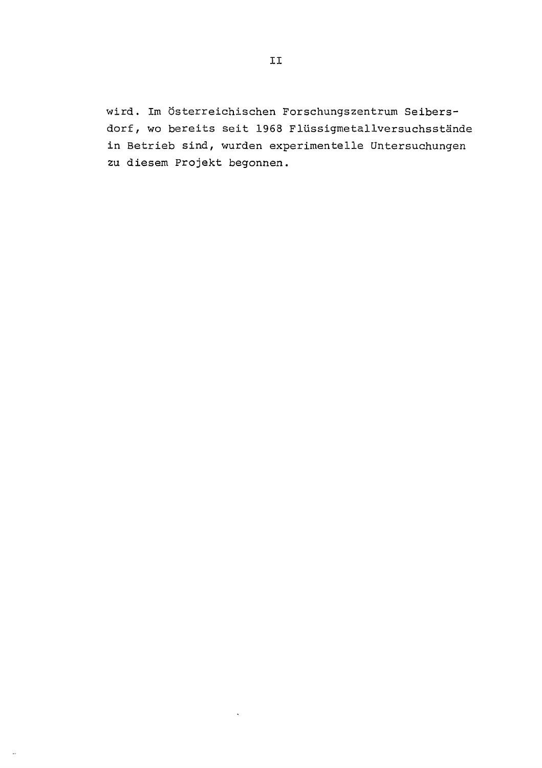wird. Im Österreichischen Forschungszentrum Seibersdorf, wo bereits seit 1968 Flüssigmetallversuchsstände in Betrieb sind, wurden experimentelle Untersuchungen zu diesem Projekt begonnen.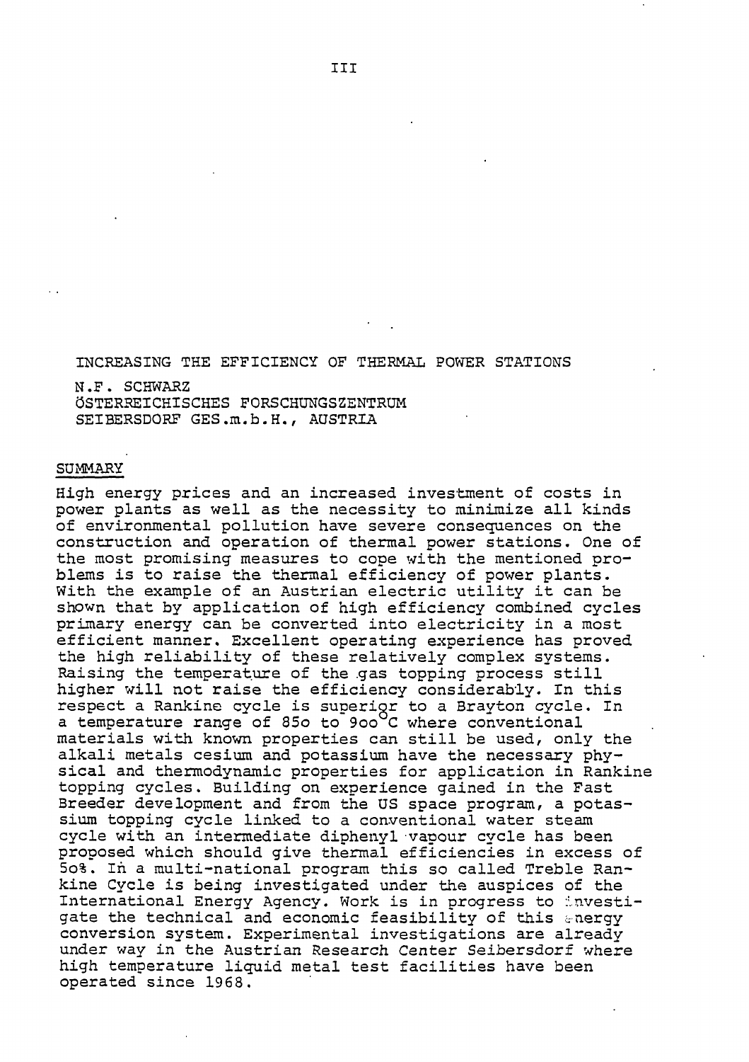# INCREASING THE EFFICIENCY OF THERMAL POWER STATIONS

N.F. SCHWARZ
ÖSTERREICHISCHES FORSCHUNGSZENTRUM
SEIBERSDORF GES.m.b.H., AUSTRIA

## SUMMARY

High energy prices and an increased investment of costs in power plants as well as the necessity to minimize all kinds of environmental pollution have severe consequences on the construction and operation of thermal power stations. One of the most promising measures to cope with the mentioned problems is to raise the thermal efficiency of power plants. With the example of an Austrian electric utility it can be shown that by application of high efficiency combined cycles primary energy can be converted into electricity in a most efficient manner. Excellent operating experience has proved the high reliability of these relatively complex systems. Raising the temperature of the gas topping process still higher will not raise the efficiency considerably. In this respect a Rankine cycle is superior to a Brayton cycle. In a temperature range of 85o to 9oo°C where conventional materials with known properties can still be used, only the alkali metals cesium and potassium have the necessary physical and thermodynamic properties for application in Rankine topping cycles. Building on experience gained in the Fast Breeder development and from the US space program, a potassium topping cycle linked to a conventional water steam cycle with an intermediate diphenyl vapour cycle has been proposed which should give thermal efficiencies in excess of 5o%. In a multi-national program this so called Treble Rankine Cycle is being investigated under the auspices of the International Energy Agency. Work is in progress to investigate the technical and economic feasibility of this energy conversion system. Experimental investigations are already under way in the Austrian Research Center Seibersdorf where high temperature liquid metal test facilities have been operated since 1968.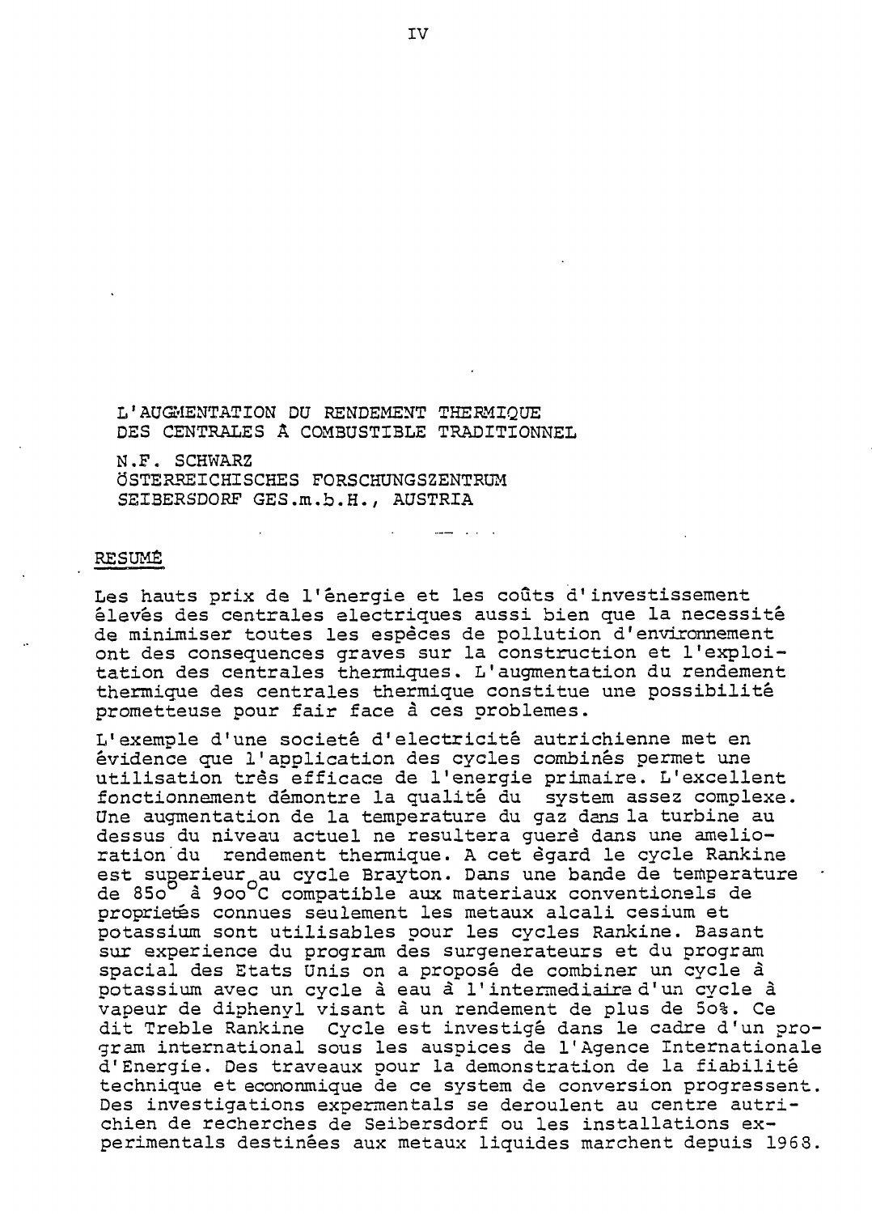# L'AUGMENTATION DU RENDEMENT THERMIQUE DES CENTRALES À COMBUSTIBLE TRADITIONNEL

N.F. SCHWARZ
ÖSTERREICHISCHES FORSCHUNGSZENTRUM
SEIBERSDORF GES.m.b.H., AUSTRIA

## RESUMÉ

Les hauts prix de l'énergie et les coûts d'investissement élevés des centrales electriques aussi bien que la necessité de minimiser toutes les espèces de pollution d'environnement ont des consequences graves sur la construction et l'exploitation des centrales thermiques. L'augmentation du rendement thermique des centrales thermique constitue une possibilité prometteuse pour fair face à ces problemes.

L'exemple d'une societé d'electricité autrichienne met en évidence que l'application des cycles combinés permet une utilisation très efficace de l'energie primaire. L'excellent fonctionnement démontre la qualité du system assez complexe. Une augmentation de la temperature du gaz dans la turbine au dessus du niveau actuel ne resultera guerè dans une amelioration du rendement thermique. A cet ègard le cycle Rankine est superieur au cycle Brayton. Dans une bande de temperature de 850° à 900°C compatible aux materiaux conventionels de proprietés connues seulement les metaux alcali cesium et potassium sont utilisables pour les cycles Rankine. Basant sur experience du program des surgenerateurs et du program spacial des Etats Unis on a proposé de combiner un cycle à potassium avec un cycle à eau à l'intermediaire d'un cycle à vapeur de diphenyl visant à un rendement de plus de 50%. Ce dit Treble Rankine Cycle est investigé dans le cadre d'un program international sous les auspices de l'Agence Internationale d'Energie. Des travaux pour la demonstration de la fiabilité technique et econonmique de ce system de conversion progressent. Des investigations expermentals se deroulent au centre autrichien de recherches de Seibersdorf ou les installations experimentals destinées aux metaux liquides marchent depuis 1968.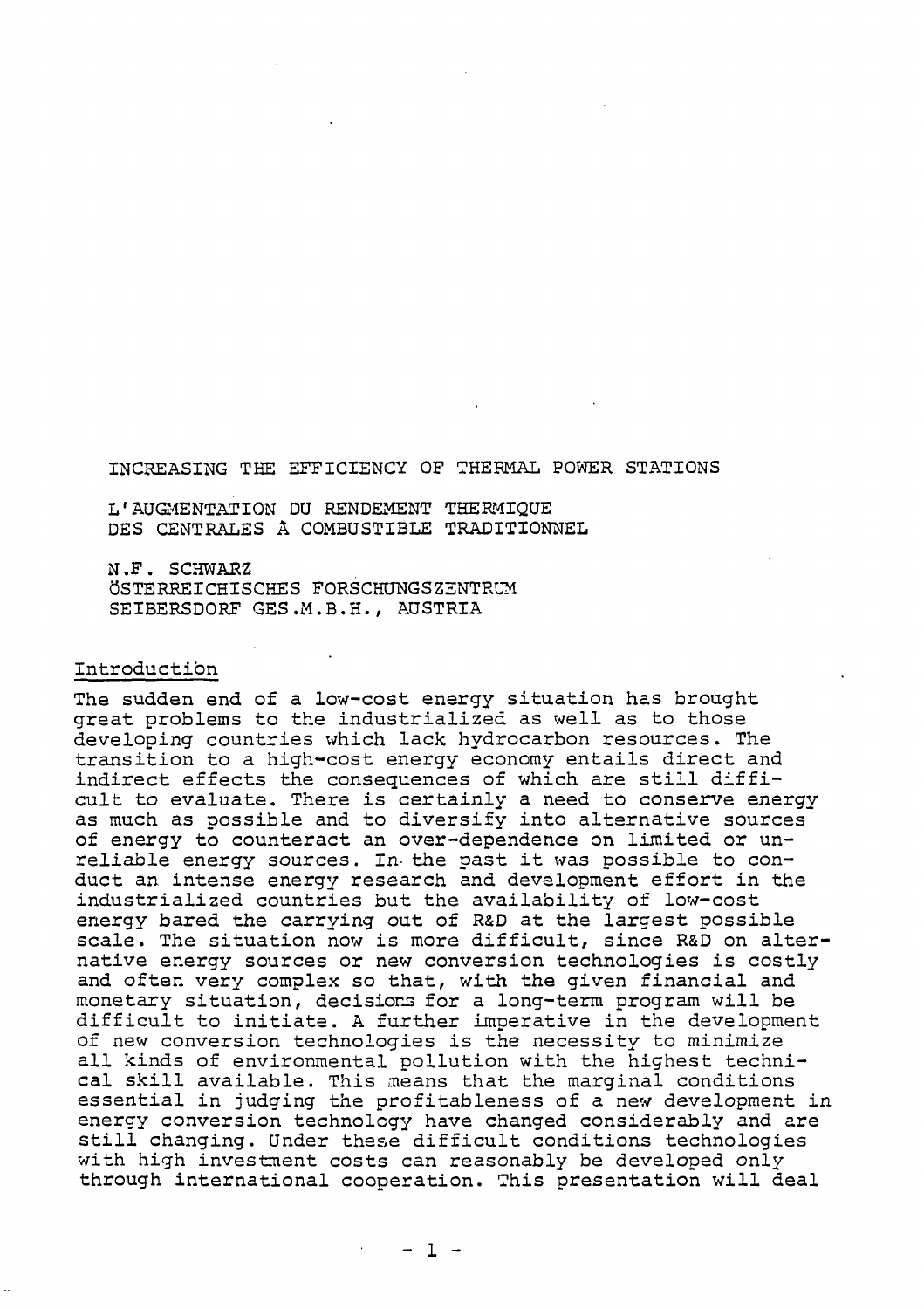INCREASING THE EFFICIENCY OF THERMAL POWER STATIONS

L'AUGMENTATION DU RENDEMENT THERMIQUE
DES CENTRALES À COMBUSTIBLE TRADITIONNEL

N.F. SCHWARZ
ÖSTERREICHISCHES FORSCHUNGSZENTRUM
SEIBERSDORF GES.M.B.H., AUSTRIA

## Introduction

The sudden end of a low-cost energy situation has brought great problems to the industrialized as well as to those developing countries which lack hydrocarbon resources. The transition to a high-cost energy economy entails direct and indirect effects the consequences of which are still difficult to evaluate. There is certainly a need to conserve energy as much as possible and to diversify into alternative sources of energy to counteract an over-dependence on limited or unreliable energy sources. In the past it was possible to conduct an intense energy research and development effort in the industrialized countries but the availability of low-cost energy bared the carrying out of R&D at the largest possible scale. The situation now is more difficult, since R&D on alternative energy sources or new conversion technologies is costly and often very complex so that, with the given financial and monetary situation, decisions for a long-term program will be difficult to initiate. A further imperative in the development of new conversion technologies is the necessity to minimize all kinds of environmental pollution with the highest technical skill available. This means that the marginal conditions essential in judging the profitableness of a new development in energy conversion technology have changed considerably and are still changing. Under these difficult conditions technologies with high investment costs can reasonably be developed only through international cooperation. This presentation will deal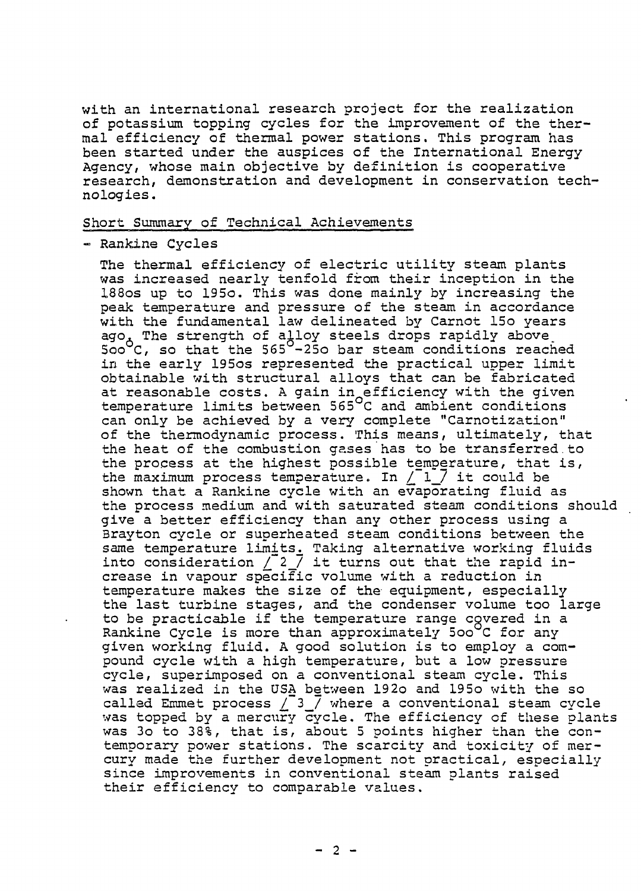with an international research project for the realization of potassium topping cycles for the improvement of the thermal efficiency of thermal power stations. This program has been started under the auspices of the International Energy Agency, whose main objective by definition is cooperative research, demonstration and development in conservation technologies.

## Short Summary of Technical Achievements

- Rankine Cycles

The thermal efficiency of electric utility steam plants was increased nearly tenfold from their inception in the 188os up to 195o. This was done mainly by increasing the peak temperature and pressure of the steam in accordance with the fundamental law delineated by Carnot 15o years ago. The strength of alloy steels drops rapidly above 5oo°C, so that the 565°-25o bar steam conditions reached in the early 195os represented the practical upper limit obtainable with structural alloys that can be fabricated at reasonable costs. A gain in efficiency with the given temperature limits between 565°C and ambient conditions can only be achieved by a very complete "Carnotization" of the thermodynamic process. This means, ultimately, that the heat of the combustion gases has to be transferred to the process at the highest possible temperature, that is, the maximum process temperature. In /1/ it could be shown that a Rankine cycle with an evaporating fluid as the process medium and with saturated steam conditions should give a better efficiency than any other process using a Brayton cycle or superheated steam conditions between the same temperature limits. Taking alternative working fluids into consideration /2/ it turns out that the rapid increase in vapour specific volume with a reduction in temperature makes the size of the equipment, especially the last turbine stages, and the condenser volume too large to be practicable if the temperature range covered in a Rankine Cycle is more than approximately 5oo°C for any given working fluid. A good solution is to employ a compound cycle with a high temperature, but a low pressure cycle, superimposed on a conventional steam cycle. This was realized in the USA between 192o and 195o with the so called Emmet process /3/ where a conventional steam cycle was topped by a mercury cycle. The efficiency of these plants was 3o to 38%, that is, about 5 points higher than the contemporary power stations. The scarcity and toxicity of mercury made the further development not practical, especially since improvements in conventional steam plants raised their efficiency to comparable values.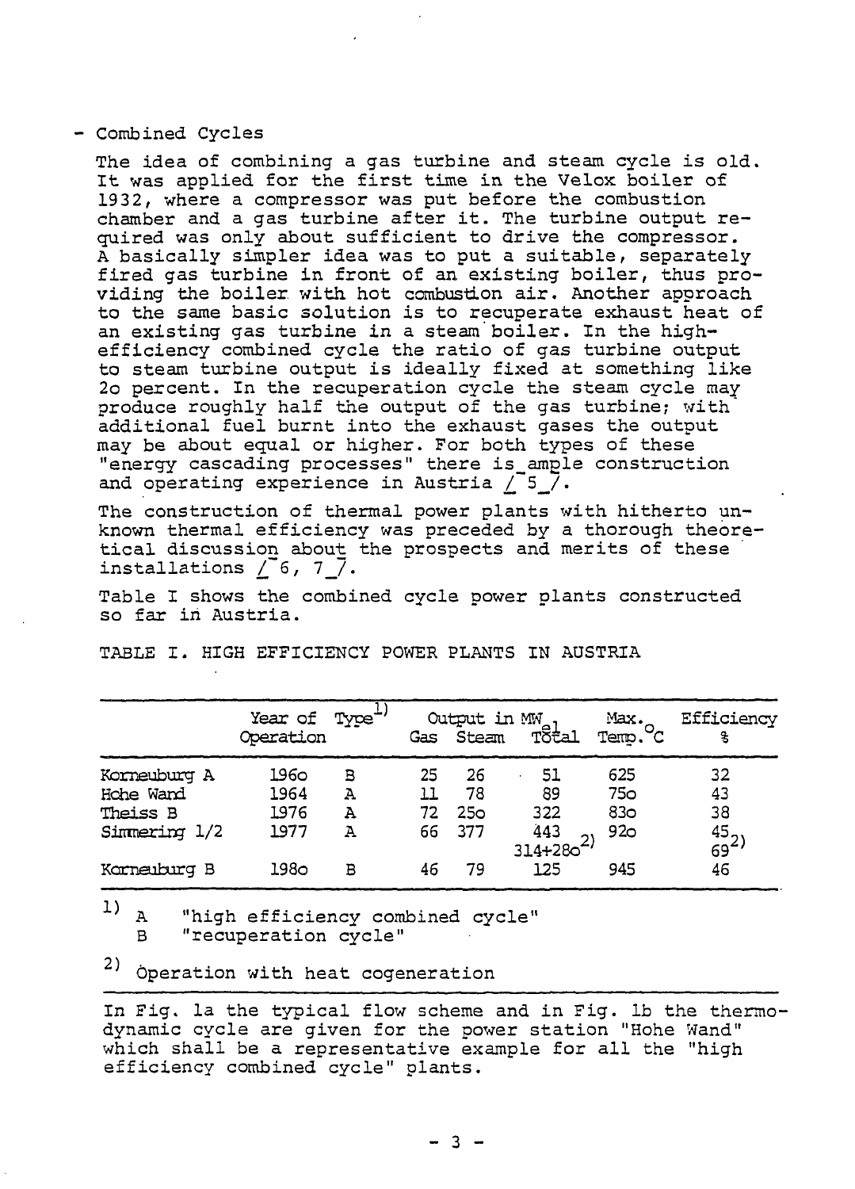- Combined Cycles

The idea of combining a gas turbine and steam cycle is old. It was applied for the first time in the Velox boiler of 1932, where a compressor was put before the combustion chamber and a gas turbine after it. The turbine output required was only about sufficient to drive the compressor. A basically simpler idea was to put a suitable, separately fired gas turbine in front of an existing boiler, thus providing the boiler with hot combustion air. Another approach to the same basic solution is to recuperate exhaust heat of an existing gas turbine in a steam boiler. In the high-efficiency combined cycle the ratio of gas turbine output to steam turbine output is ideally fixed at something like 2o percent. In the recuperation cycle the steam cycle may produce roughly half the output of the gas turbine; with additional fuel burnt into the exhaust gases the output may be about equal or higher. For both types of these "energy cascading processes" there is ample construction and operating experience in Austria [5].

The construction of thermal power plants with hitherto unknown thermal efficiency was preceded by a thorough theoretical discussion about the prospects and merits of these installations [6, 7].

Table I shows the combined cycle power plants constructed so far in Austria.

TABLE I. HIGH EFFICIENCY POWER PLANTS IN AUSTRIA

| | Year of Operation | Type[1] | Output in $MW_{el}$ Gas | Steam | Total | Max. Temp. °C | Efficiency % |
|---|---|---|---|---|---|---|---|
| Korneuburg A | 196o | B | 25 | 26 | 51 | 625 | 32 |
| Hohe Wand | 1964 | A | 11 | 78 | 89 | 75o | 43 |
| Theiss B | 1976 | A | 72 | 25o | 322 | 83o | 38 |
| Simmering 1/2 | 1977 | A | 66 | 377 | 443<br>314+28o[2] | 92o | 45<br>69[2] |
| Korneuburg B | 198o | B | 46 | 79 | 125 | 945 | 46 |

[1] A "high efficiency combined cycle"
B "recuperation cycle"

[2] Operation with heat cogeneration

In Fig. 1a the typical flow scheme and in Fig. 1b the thermodynamic cycle are given for the power station "Hohe Wand" which shall be a representative example for all the "high efficiency combined cycle" plants.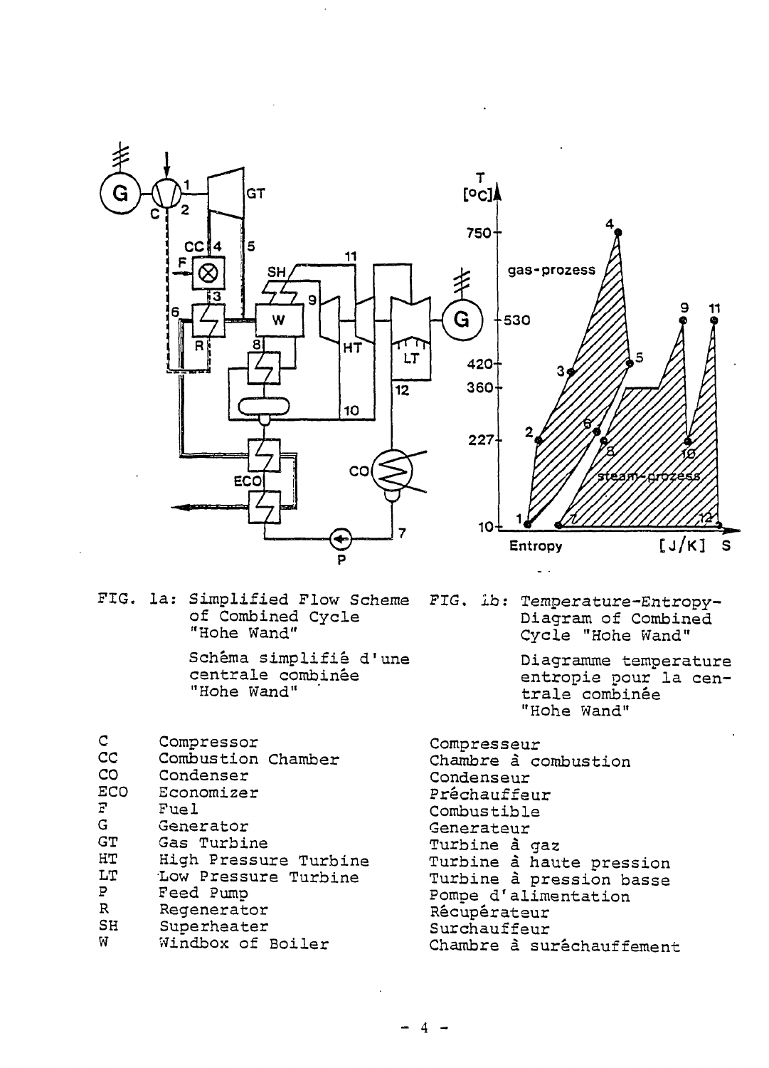FIG. 1a: Simplified Flow Scheme of Combined Cycle "Hohe Wand"

Schéma simplifié d'une centrale combinée "Hohe Wand"

FIG. 1b: Temperature-Entropy-Diagram of Combined Cycle "Hohe Wand"

Diagramme temperature entropie pour la centrale combinée "Hohe Wand"

| | | |
|---|---|---|
| C | Compressor | Compresseur |
| CC | Combustion Chamber | Chambre à combustion |
| CO | Condenser | Condenseur |
| ECO | Economizer | Préchauffeur |
| F | Fuel | Combustible |
| G | Generator | Generateur |
| GT | Gas Turbine | Turbine à gaz |
| HT | High Pressure Turbine | Turbine à haute pression |
| LT | Low Pressure Turbine | Turbine à pression basse |
| P | Feed Pump | Pompe d'alimentation |
| R | Regenerator | Récupérateur |
| SH | Superheater | Surchauffeur |
| W | Windbox of Boiler | Chambre à surêchauffement |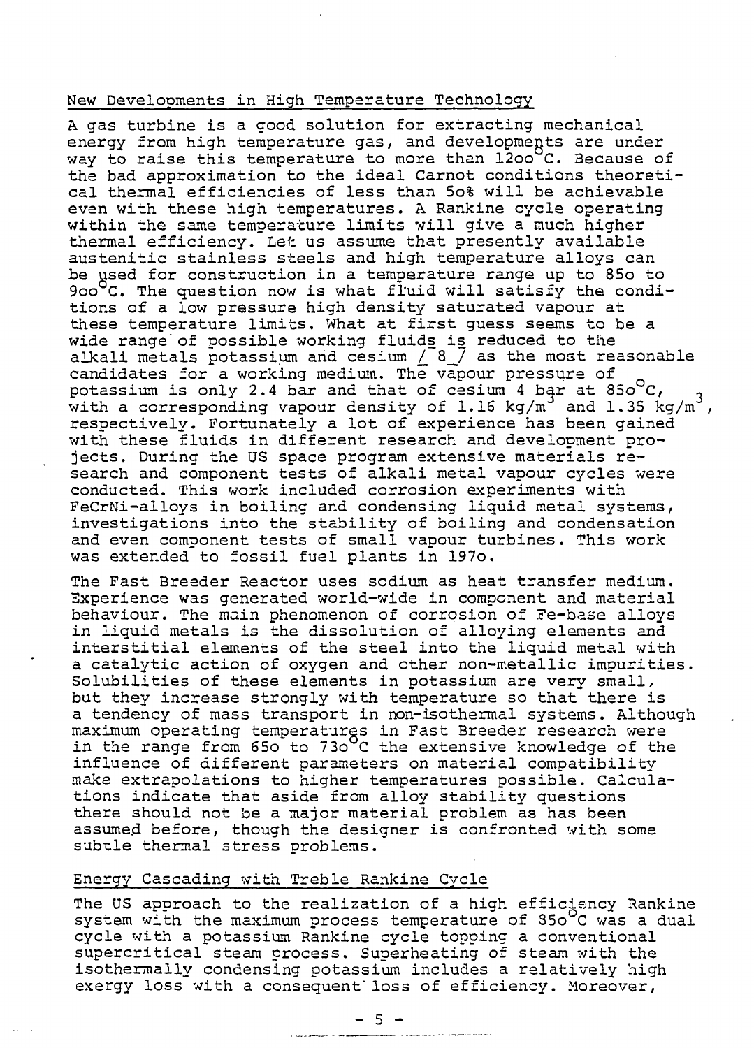## New Developments in High Temperature Technology

A gas turbine is a good solution for extracting mechanical energy from high temperature gas, and developments are under way to raise this temperature to more than 12oo °C. Because of the bad approximation to the ideal Carnot conditions theoretical thermal efficiencies of less than 5o% will be achievable even with these high temperatures. A Rankine cycle operating within the same temperature limits will give a much higher thermal efficiency. Let us assume that presently available austenitic stainless steels and high temperature alloys can be used for construction in a temperature range up to 85o to 9oo °C. The question now is what fluid will satisfy the conditions of a low pressure high density saturated vapour at these temperature limits. What at first guess seems to be a wide range of possible working fluids is reduced to the alkali metals potassium and cesium / 8 / as the most reasonable candidates for a working medium. The vapour pressure of potassium is only 2.4 bar and that of cesium 4 bar at 85o °C, with a corresponding vapour density of 1.16 kg/m$^3$ and 1.35 kg/m$^3$, respectively. Fortunately a lot of experience has been gained with these fluids in different research and development projects. During the US space program extensive materials research and component tests of alkali metal vapour cycles were conducted. This work included corrosion experiments with FeCrNi-alloys in boiling and condensing liquid metal systems, investigations into the stability of boiling and condensation and even component tests of small vapour turbines. This work was extended to fossil fuel plants in 197o.

The Fast Breeder Reactor uses sodium as heat transfer medium. Experience was generated world-wide in component and material behaviour. The main phenomenon of corrosion of Fe-base alloys in liquid metals is the dissolution of alloying elements and interstitial elements of the steel into the liquid metal with a catalytic action of oxygen and other non-metallic impurities. Solubilities of these elements in potassium are very small, but they increase strongly with temperature so that there is a tendency of mass transport in non-isothermal systems. Although maximum operating temperatures in Fast Breeder research were in the range from 65o to 73o °C the extensive knowledge of the influence of different parameters on material compatibility make extrapolations to higher temperatures possible. Calculations indicate that aside from alloy stability questions there should not be a major material problem as has been assumed before, though the designer is confronted with some subtle thermal stress problems.

## Energy Cascading with Treble Rankine Cycle

The US approach to the realization of a high efficiency Rankine system with the maximum process temperature of 85o °C was a dual cycle with a potassium Rankine cycle topping a conventional supercritical steam process. Superheating of steam with the isothermally condensing potassium includes a relatively high exergy loss with a consequent loss of efficiency. Moreover,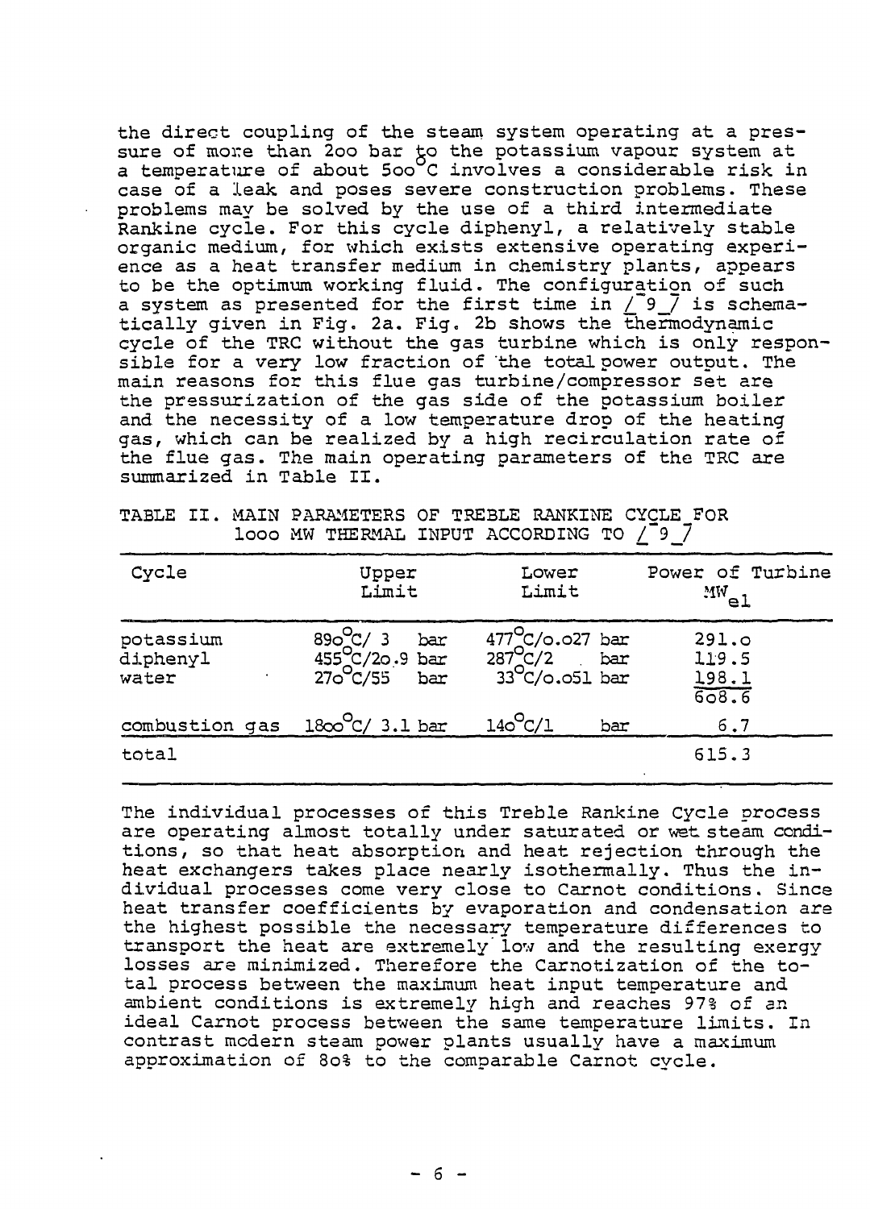the direct coupling of the steam system operating at a pressure of more than 2oo bar to the potassium vapour system at a temperature of about 5oo °C involves a considerable risk in case of a leak and poses severe construction problems. These problems may be solved by the use of a third intermediate Rankine cycle. For this cycle diphenyl, a relatively stable organic medium, for which exists extensive operating experience as a heat transfer medium in chemistry plants, appears to be the optimum working fluid. The configuration of such a system as presented for the first time in /¯9¯/ is schematically given in Fig. 2a. Fig. 2b shows the thermodynamic cycle of the TRC without the gas turbine which is only responsible for a very low fraction of the total power output. The main reasons for this flue gas turbine/compressor set are the pressurization of the gas side of the potassium boiler and the necessity of a low temperature drop of the heating gas, which can be realized by a high recirculation rate of the flue gas. The main operating parameters of the TRC are summarized in Table II.

TABLE II. MAIN PARAMETERS OF TREBLE RANKINE CYCLE FOR 1ooo MW THERMAL INPUT ACCORDING TO /¯9¯/

| Cycle | Upper Limit | Lower Limit | Power of Turbine $MW_{el}$ |
|---|---|---|---|
| potassium | 89o °C/ 3 bar | 477 °C/o.o27 bar | 291.o |
| diphenyl | 455 °C/2o.9 bar | 287 °C/2 bar | 119.5 |
| water | 27o °C/55 bar | 33 °C/o.o51 bar | 198.1 |
| | | | 6o8.6 |
| combustion gas | 18oo °C/ 3.1 bar | 14o °C/1 bar | 6.7 |
| total | | | 615.3 |

The individual processes of this Treble Rankine Cycle process are operating almost totally under saturated or wet steam conditions, so that heat absorption and heat rejection through the heat exchangers takes place nearly isothermally. Thus the individual processes come very close to Carnot conditions. Since heat transfer coefficients by evaporation and condensation are the highest possible the necessary temperature differences to transport the heat are extremely low and the resulting exergy losses are minimized. Therefore the Carnotization of the total process between the maximum heat input temperature and ambient conditions is extremely high and reaches 97% of an ideal Carnot process between the same temperature limits. In contrast modern steam power plants usually have a maximum approximation of 8o% to the comparable Carnot cycle.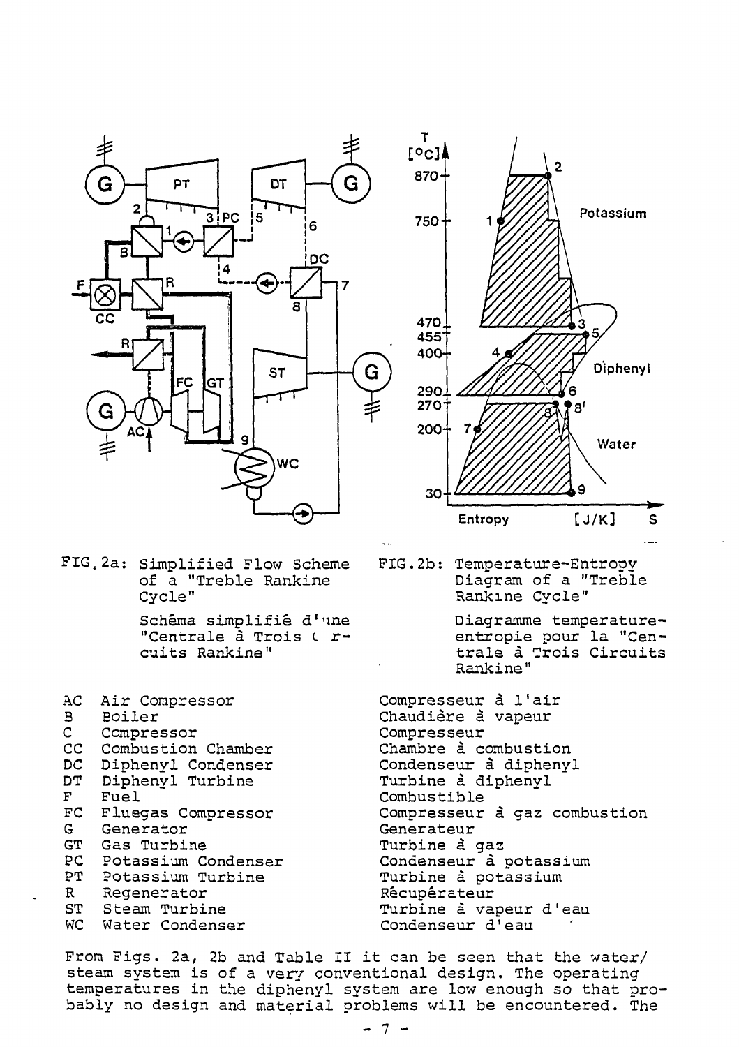FIG.2a: Simplified Flow Scheme of a "Treble Rankine Cycle"

Schéma simplifié d'une "Centrale à Trois Circuits Rankine"

FIG.2b: Temperature-Entropy Diagram of a "Treble Rankine Cycle"

Diagramme temperature-entropie pour la "Centrale à Trois Circuits Rankine"

| | | |
|---|---|---|
| AC | Air Compressor | Compresseur à l'air |
| B | Boiler | Chaudière à vapeur |
| C | Compressor | Compresseur |
| CC | Combustion Chamber | Chambre à combustion |
| DC | Diphenyl Condenser | Condenseur à diphenyl |
| DT | Diphenyl Turbine | Turbine à diphenyl |
| F | Fuel | Combustible |
| FC | Fluegas Compressor | Compresseur à gaz combustion |
| G | Generator | Generateur |
| GT | Gas Turbine | Turbine à gaz |
| PC | Potassium Condenser | Condenseur à potassium |
| PT | Potassium Turbine | Turbine à potassium |
| R | Regenerator | Récupérateur |
| ST | Steam Turbine | Turbine à vapeur d'eau |
| WC | Water Condenser | Condenseur d'eau |

From Figs. 2a, 2b and Table II it can be seen that the water/steam system is of a very conventional design. The operating temperatures in the diphenyl system are low enough so that probably no design and material problems will be encountered. The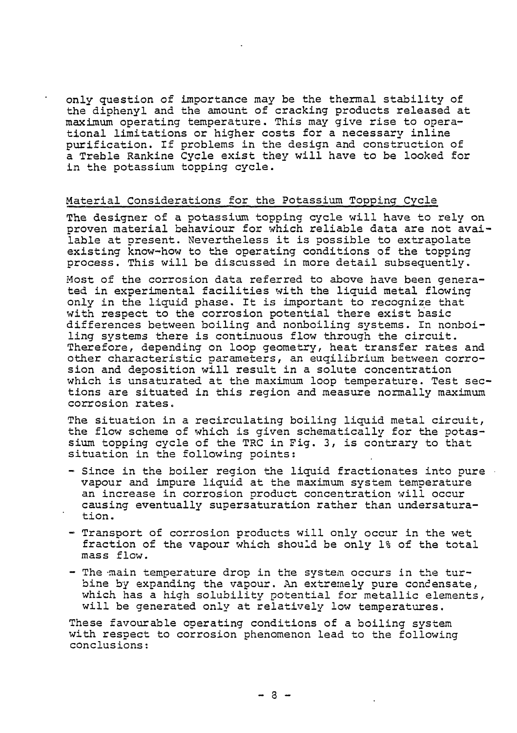only question of importance may be the thermal stability of the diphenyl and the amount of cracking products released at maximum operating temperature. This may give rise to operational limitations or higher costs for a necessary inline purification. If problems in the design and construction of a Treble Rankine Cycle exist they will have to be looked for in the potassium topping cycle.

## Material Considerations for the Potassium Topping Cycle

The designer of a potassium topping cycle will have to rely on proven material behaviour for which reliable data are not available at present. Nevertheless it is possible to extrapolate existing know-how to the operating conditions of the topping process. This will be discussed in more detail subsequently.

Most of the corrosion data referred to above have been generated in experimental facilities with the liquid metal flowing only in the liquid phase. It is important to recognize that with respect to the corrosion potential there exist basic differences between boiling and nonboiling systems. In nonboiling systems there is continuous flow through the circuit. Therefore, depending on loop geometry, heat transfer rates and other characteristic parameters, an euqilibrium between corrosion and deposition will result in a solute concentration which is unsaturated at the maximum loop temperature. Test sections are situated in this region and measure normally maximum corrosion rates.

The situation in a recirculating boiling liquid metal circuit, the flow scheme of which is given schematically for the potassium topping cycle of the TRC in Fig. 3, is contrary to that situation in the following points:

- Since in the boiler region the liquid fractionates into pure vapour and impure liquid at the maximum system temperature an increase in corrosion product concentration will occur causing eventually supersaturation rather than undersaturation.
- Transport of corrosion products will only occur in the wet fraction of the vapour which should be only 1% of the total mass flow.
- The main temperature drop in the system occurs in the turbine by expanding the vapour. An extremely pure condensate, which has a high solubility potential for metallic elements, will be generated only at relatively low temperatures.

These favourable operating conditions of a boiling system with respect to corrosion phenomenon lead to the following conclusions: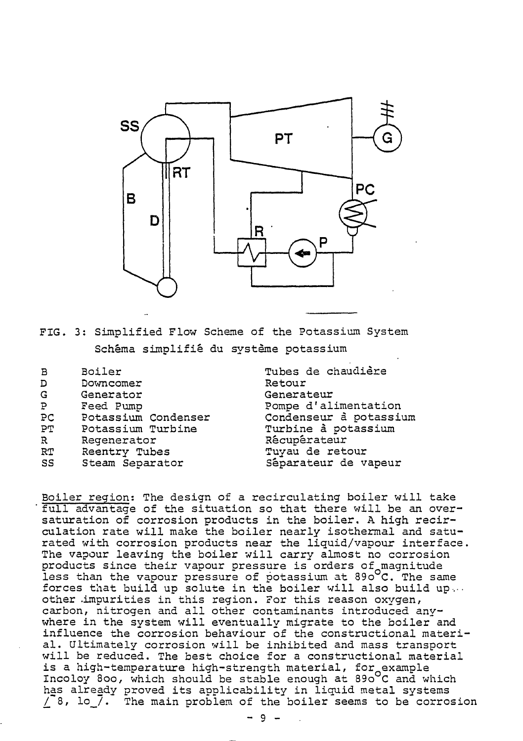FIG. 3: Simplified Flow Scheme of the Potassium System
Schêma simplifiê du système potassium

| | | |
|---|---|---|
| B | Boiler | Tubes de chaudière |
| D | Downcomer | Retour |
| G | Generator | Generateur |
| P | Feed Pump | Pompe d'alimentation |
| PC | Potassium Condenser | Condenseur à potassium |
| PT | Potassium Turbine | Turbine à potassium |
| R | Regenerator | Rêcupêrateur |
| RT | Reentry Tubes | Tuyau de retour |
| SS | Steam Separator | Sêparateur de vapeur |

Boiler region: The design of a recirculating boiler will take full advantage of the situation so that there will be an oversaturation of corrosion products in the boiler. A high recirculation rate will make the boiler nearly isothermal and saturated with corrosion products near the liquid/vapour interface. The vapour leaving the boiler will carry almost no corrosion products since their vapour pressure is orders of magnitude less than the vapour pressure of potassium at 890°C. The same forces that build up solute in the boiler will also build up other impurities in this region. For this reason oxygen, carbon, nitrogen and all other contaminants introduced anywhere in the system will eventually migrate to the boiler and influence the corrosion behaviour of the constructional material. Ultimately corrosion will be inhibited and mass transport will be reduced. The best choice for a constructional material is a high-temperature high-strength material, for example Incoloy 800, which should be stable enough at 890°C and which has already proved its applicability in liquid metal systems [8, 10]. The main problem of the boiler seems to be corrosion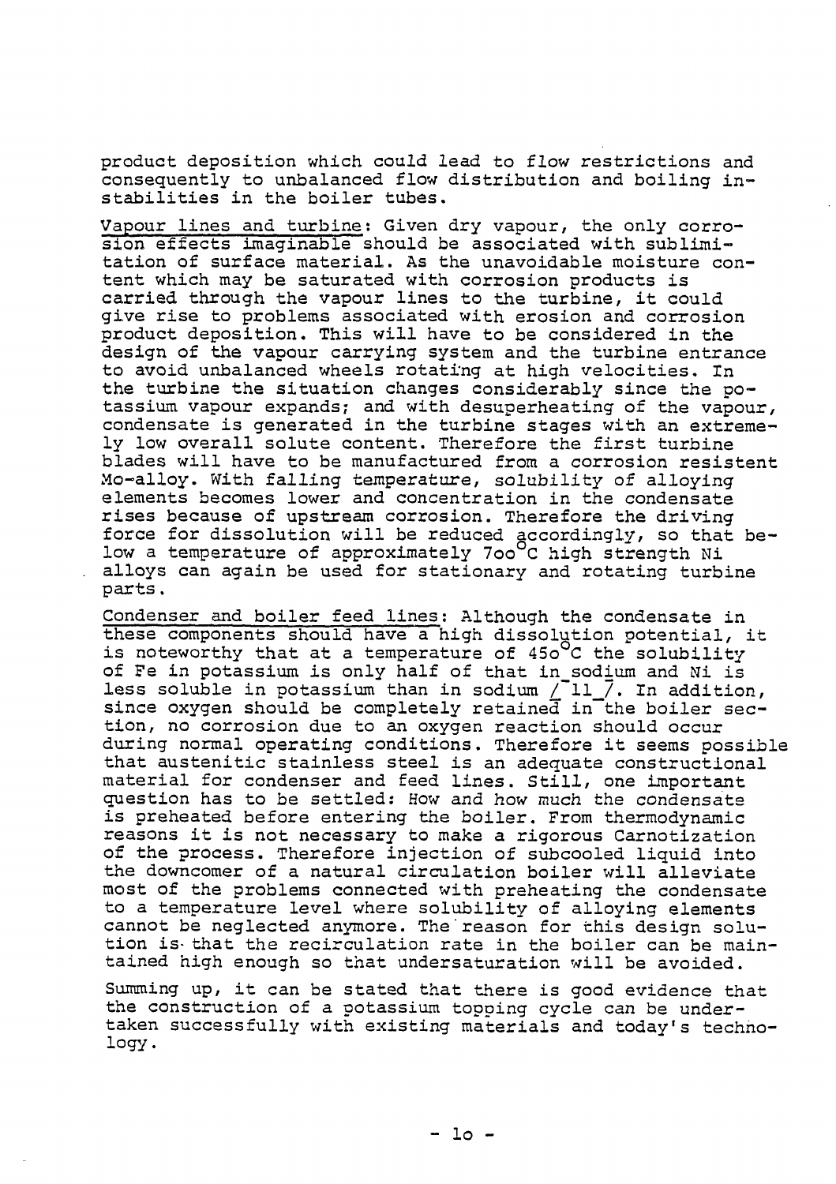product deposition which could lead to flow restrictions and consequently to unbalanced flow distribution and boiling instabilities in the boiler tubes.

Vapour lines and turbine: Given dry vapour, the only corrosion effects imaginable should be associated with sublimitation of surface material. As the unavoidable moisture content which may be saturated with corrosion products is carried through the vapour lines to the turbine, it could give rise to problems associated with erosion and corrosion product deposition. This will have to be considered in the design of the vapour carrying system and the turbine entrance to avoid unbalanced wheels rotating at high velocities. In the turbine the situation changes considerably since the potassium vapour expands; and with desuperheating of the vapour, condensate is generated in the turbine stages with an extremely low overall solute content. Therefore the first turbine blades will have to be manufactured from a corrosion resistent Mo-alloy. With falling temperature, solubility of alloying elements becomes lower and concentration in the condensate rises because of upstream corrosion. Therefore the driving force for dissolution will be reduced accordingly, so that below a temperature of approximately 7oo°C high strength Ni alloys can again be used for stationary and rotating turbine parts.

Condenser and boiler feed lines: Although the condensate in these components should have a high dissolution potential, it is noteworthy that at a temperature of 45o°C the solubility of Fe in potassium is only half of that in sodium and Ni is less soluble in potassium than in sodium /11/. In addition, since oxygen should be completely retained in the boiler section, no corrosion due to an oxygen reaction should occur during normal operating conditions. Therefore it seems possible that austenitic stainless steel is an adequate constructional material for condenser and feed lines. Still, one important question has to be settled: How and how much the condensate is preheated before entering the boiler. From thermodynamic reasons it is not necessary to make a rigorous Carnotization of the process. Therefore injection of subcooled liquid into the downcomer of a natural circulation boiler will alleviate most of the problems connected with preheating the condensate to a temperature level where solubility of alloying elements cannot be neglected anymore. The reason for this design solution is that the recirculation rate in the boiler can be maintained high enough so that undersaturation will be avoided.

Summing up, it can be stated that there is good evidence that the construction of a potassium topping cycle can be undertaken successfully with existing materials and today's technology.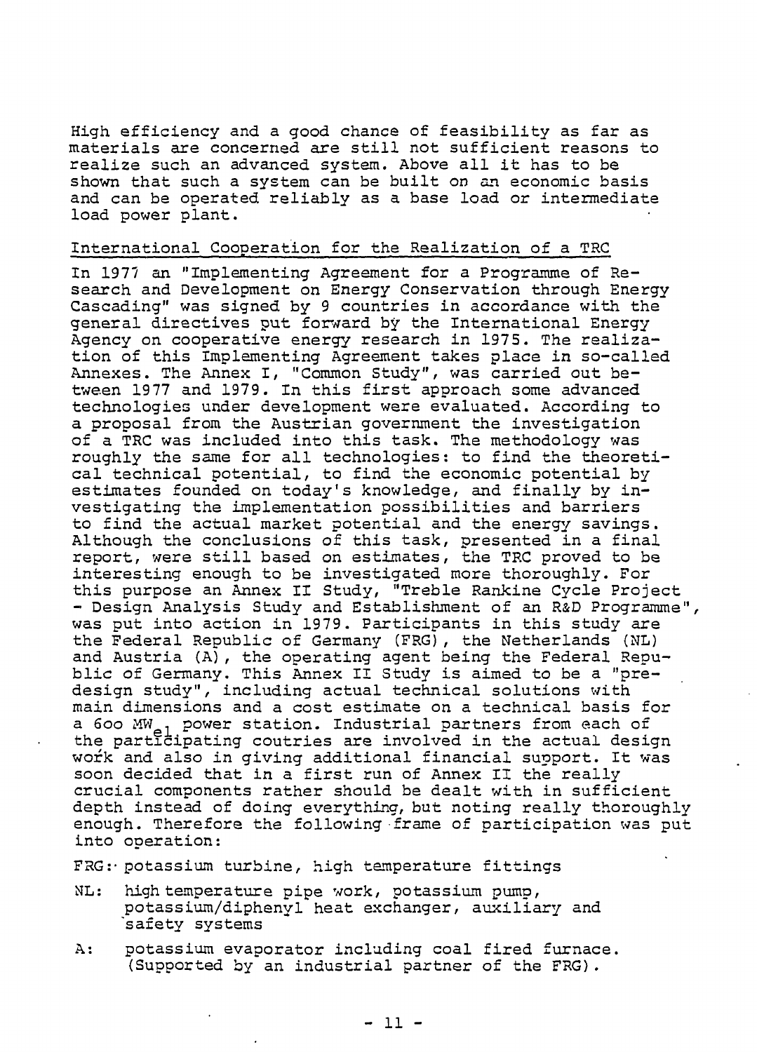High efficiency and a good chance of feasibility as far as materials are concerned are still not sufficient reasons to realize such an advanced system. Above all it has to be shown that such a system can be built on an economic basis and can be operated reliably as a base load or intermediate load power plant.

## International Cooperation for the Realization of a TRC

In 1977 an "Implementing Agreement for a Programme of Research and Development on Energy Conservation through Energy Cascading" was signed by 9 countries in accordance with the general directives put forward by the International Energy Agency on cooperative energy research in 1975. The realization of this Implementing Agreement takes place in so-called Annexes. The Annex I, "Common Study", was carried out between 1977 and 1979. In this first approach some advanced technologies under development were evaluated. According to a proposal from the Austrian government the investigation of a TRC was included into this task. The methodology was roughly the same for all technologies: to find the theoretical technical potential, to find the economic potential by estimates founded on today's knowledge, and finally by investigating the implementation possibilities and barriers to find the actual market potential and the energy savings. Although the conclusions of this task, presented in a final report, were still based on estimates, the TRC proved to be interesting enough to be investigated more thoroughly. For this purpose an Annex II Study, "Treble Rankine Cycle Project - Design Analysis Study and Establishment of an R&D Programme", was put into action in 1979. Participants in this study are the Federal Republic of Germany (FRG), the Netherlands (NL) and Austria (A), the operating agent being the Federal Republic of Germany. This Annex II Study is aimed to be a "predesign study", including actual technical solutions with main dimensions and a cost estimate on a technical basis for a 6oo $MW_{el}$ power station. Industrial partners from each of the participating coutries are involved in the actual design work and also in giving additional financial support. It was soon decided that in a first run of Annex II the really crucial components rather should be dealt with in sufficient depth instead of doing everything, but noting really thoroughly enough. Therefore the following frame of participation was put into operation:

FRG: potassium turbine, high temperature fittings

NL: high temperature pipe work, potassium pump, potassium/diphenyl heat exchanger, auxiliary and safety systems

A: potassium evaporator including coal fired furnace. (Supported by an industrial partner of the FRG).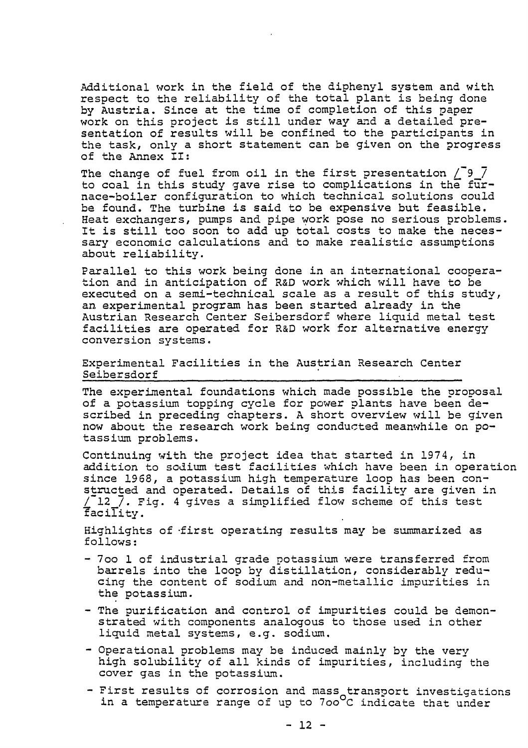Additional work in the field of the diphenyl system and with respect to the reliability of the total plant is being done by Austria. Since at the time of completion of this paper work on this project is still under way and a detailed presentation of results will be confined to the participants in the task, only a short statement can be given on the progress of the Annex II:

The change of fuel from oil in the first presentation [9] to coal in this study gave rise to complications in the furnace-boiler configuration to which technical solutions could be found. The turbine is said to be expensive but feasible. Heat exchangers, pumps and pipe work pose no serious problems. It is still too soon to add up total costs to make the necessary economic calculations and to make realistic assumptions about reliability.

Parallel to this work being done in an international cooperation and in anticipation of R&D work which will have to be executed on a semi-technical scale as a result of this study, an experimental program has been started already in the Austrian Research Center Seibersdorf where liquid metal test facilities are operated for R&D work for alternative energy conversion systems.

## Experimental Facilities in the Austrian Research Center Seibersdorf

The experimental foundations which made possible the proposal of a potassium topping cycle for power plants have been described in preceding chapters. A short overview will be given now about the research work being conducted meanwhile on potassium problems.

Continuing with the project idea that started in 1974, in addition to sodium test facilities which have been in operation since 1968, a potassium high temperature loop has been constructed and operated. Details of this facility are given in [12]. Fig. 4 gives a simplified flow scheme of this test facility.

Highlights of first operating results may be summarized as follows:

- 7oo l of industrial grade potassium were transferred from barrels into the loop by distillation, considerably reducing the content of sodium and non-metallic impurities in the potassium.
- The purification and control of impurities could be demonstrated with components analogous to those used in other liquid metal systems, e.g. sodium.
- Operational problems may be induced mainly by the very high solubility of all kinds of impurities, including the cover gas in the potassium.
- First results of corrosion and mass transport investigations in a temperature range of up to 7oo°C indicate that under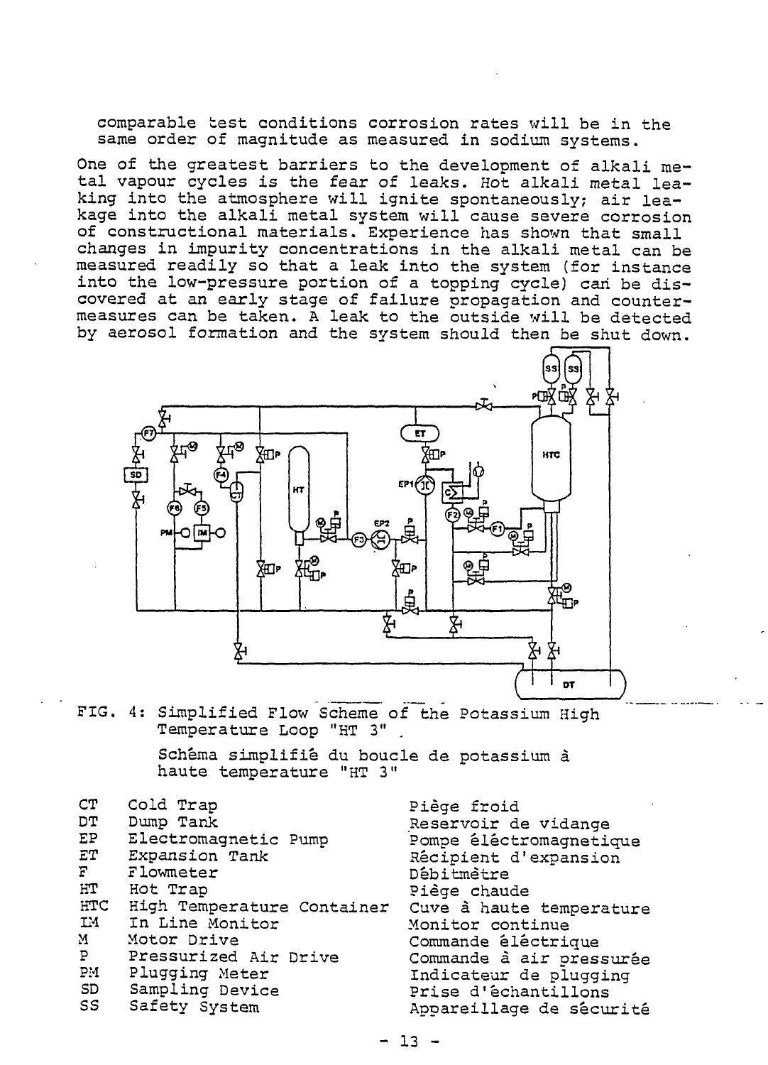comparable test conditions corrosion rates will be in the same order of magnitude as measured in sodium systems.

One of the greatest barriers to the development of alkali metal vapour cycles is the fear of leaks. Hot alkali metal leaking into the atmosphere will ignite spontaneously; air leakage into the alkali metal system will cause severe corrosion of constructional materials. Experience has shown that small changes in impurity concentrations in the alkali metal can be measured readily so that a leak into the system (for instance into the low-pressure portion of a topping cycle) can be discovered at an early stage of failure propagation and countermeasures can be taken. A leak to the outside will be detected by aerosol formation and the system should then be shut down.

FIG. 4: Simplified Flow Scheme of the Potassium High Temperature Loop "HT 3"

Schêma simplifiê du boucle de potassium à haute temperature "HT 3"

| | | |
|---|---|---|
| CT | Cold Trap | Piège froid |
| DT | Dump Tank | Reservoir de vidange |
| EP | Electromagnetic Pump | Pompe éléctromagnetique |
| ET | Expansion Tank | Récipient d'expansion |
| F | Flowmeter | Débitmètre |
| HT | Hot Trap | Piège chaude |
| HTC | High Temperature Container | Cuve à haute temperature |
| IM | In Line Monitor | Monitor continue |
| M | Motor Drive | Commande éléctrique |
| P | Pressurized Air Drive | Commande à air pressurée |
| PM | Plugging Meter | Indicateur de plugging |
| SD | Sampling Device | Prise d'échantillons |
| SS | Safety System | Appareillage de sécurité |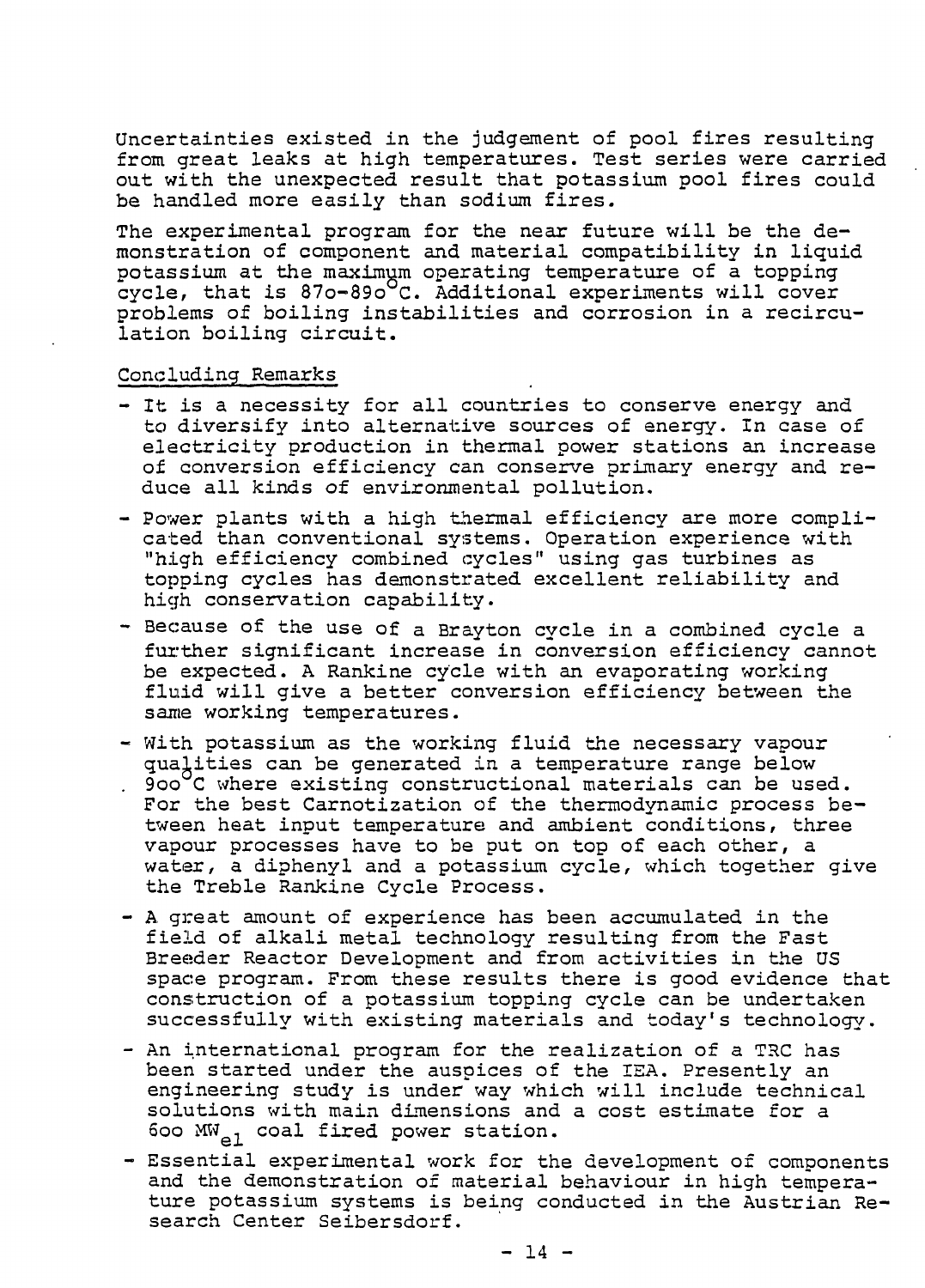Uncertainties existed in the judgement of pool fires resulting from great leaks at high temperatures. Test series were carried out with the unexpected result that potassium pool fires could be handled more easily than sodium fires.

The experimental program for the near future will be the demonstration of component and material compatibility in liquid potassium at the maximum operating temperature of a topping cycle, that is 870-890°C. Additional experiments will cover problems of boiling instabilities and corrosion in a recirculation boiling circuit.

## Concluding Remarks

- It is a necessity for all countries to conserve energy and to diversify into alternative sources of energy. In case of electricity production in thermal power stations an increase of conversion efficiency can conserve primary energy and reduce all kinds of environmental pollution.
- Power plants with a high thermal efficiency are more complicated than conventional systems. Operation experience with "high efficiency combined cycles" using gas turbines as topping cycles has demonstrated excellent reliability and high conservation capability.
- Because of the use of a Brayton cycle in a combined cycle a further significant increase in conversion efficiency cannot be expected. A Rankine cycle with an evaporating working fluid will give a better conversion efficiency between the same working temperatures.
- With potassium as the working fluid the necessary vapour qualities can be generated in a temperature range below 900°C where existing constructional materials can be used. For the best Carnotization of the thermodynamic process between heat input temperature and ambient conditions, three vapour processes have to be put on top of each other, a water, a diphenyl and a potassium cycle, which together give the Treble Rankine Cycle Process.
- A great amount of experience has been accumulated in the field of alkali metal technology resulting from the Fast Breeder Reactor Development and from activities in the US space program. From these results there is good evidence that construction of a potassium topping cycle can be undertaken successfully with existing materials and today's technology.
- An international program for the realization of a TRC has been started under the auspices of the IEA. Presently an engineering study is under way which will include technical solutions with main dimensions and a cost estimate for a 600 $MW_{el}$ coal fired power station.
- Essential experimental work for the development of components and the demonstration of material behaviour in high temperature potassium systems is being conducted in the Austrian Research Center Seibersdorf.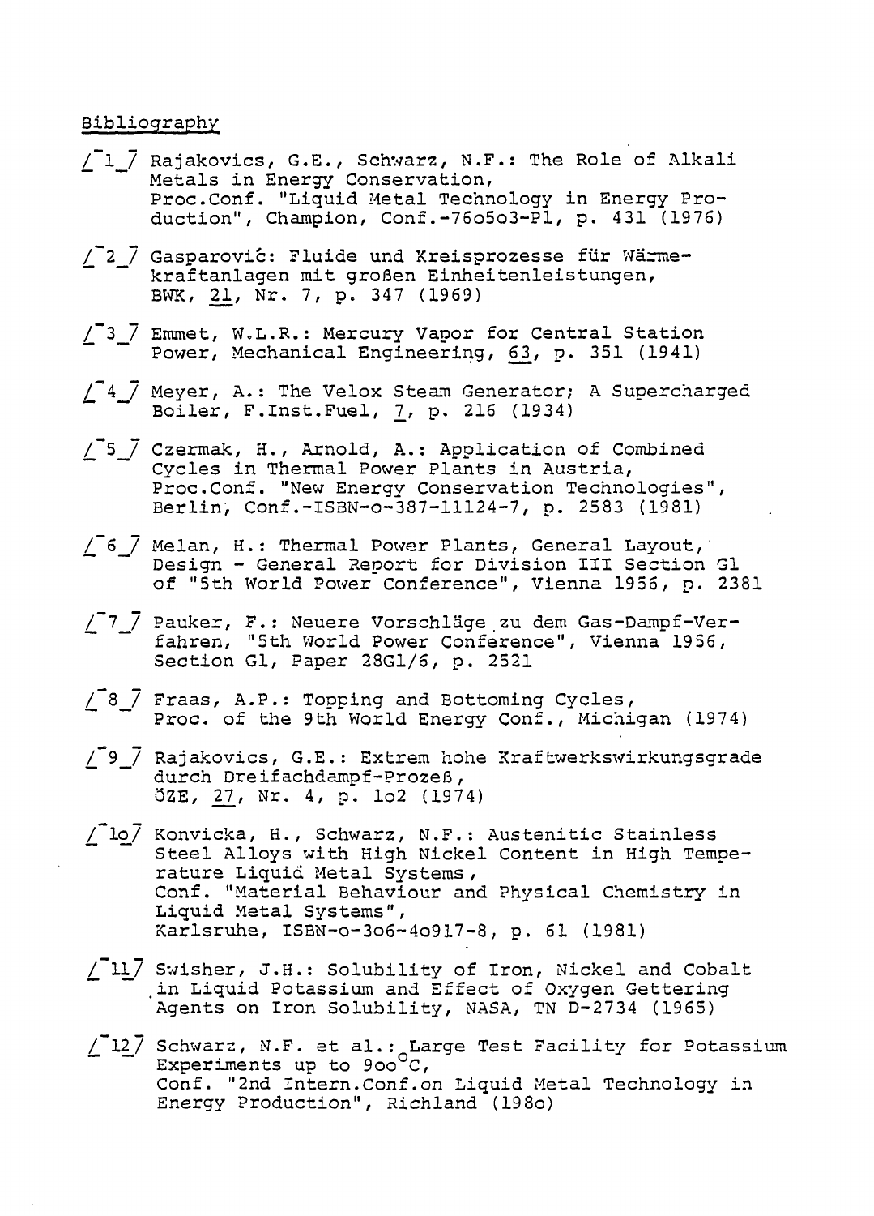Bibliography

/‾1_/ Rajakovics, G.E., Schwarz, N.F.: The Role of Alkali Metals in Energy Conservation, Proc.Conf. "Liquid Metal Technology in Energy Production", Champion, Conf.-76o5o3-Pl, p. 431 (1976)

/‾2_/ Gasparoviĉ: Fluide und Kreisprozesse für Wärmekraftanlagen mit großen Einheitenleistungen, BWK, 21, Nr. 7, p. 347 (1969)

/‾3_/ Emmet, W.L.R.: Mercury Vapor for Central Station Power, Mechanical Engineering, 63, p. 351 (1941)

/‾4_/ Meyer, A.: The Velox Steam Generator; A Supercharged Boiler, F.Inst.Fuel, 7, p. 216 (1934)

/‾5_/ Czermak, H., Arnold, A.: Application of Combined Cycles in Thermal Power Plants in Austria, Proc.Conf. "New Energy Conservation Technologies", Berlin, Conf.-ISBN-o-387-11124-7, p. 2583 (1981)

/‾6_/ Melan, H.: Thermal Power Plants, General Layout, Design - General Report for Division III Section G1 of "5th World Power Conference", Vienna 1956, p. 2381

/‾7_/ Pauker, F.: Neuere Vorschläge zu dem Gas-Dampf-Verfahren, "5th World Power Conference", Vienna 1956, Section G1, Paper 28G1/6, p. 2521

/‾8_/ Fraas, A.P.: Topping and Bottoming Cycles, Proc. of the 9th World Energy Conf., Michigan (1974)

/‾9_/ Rajakovics, G.E.: Extrem hohe Kraftwerkswirkungsgrade durch Dreifachdampf-Prozeß, ÖZE, 27, Nr. 4, p. 1o2 (1974)

/‾1o/ Konvicka, H., Schwarz, N.F.: Austenitic Stainless Steel Alloys with High Nickel Content in High Temperature Liquid Metal Systems, Conf. "Material Behaviour and Physical Chemistry in Liquid Metal Systems", Karlsruhe, ISBN-o-3o6-4o917-8, p. 61 (1981)

/‾11/ Swisher, J.H.: Solubility of Iron, Nickel and Cobalt in Liquid Potassium and Effect of Oxygen Gettering Agents on Iron Solubility, NASA, TN D-2734 (1965)

/‾12/ Schwarz, N.F. et al.: Large Test Facility for Potassium Experiments up to 9oo°C, Conf. "2nd Intern.Conf.on Liquid Metal Technology in Energy Production", Richland (198o)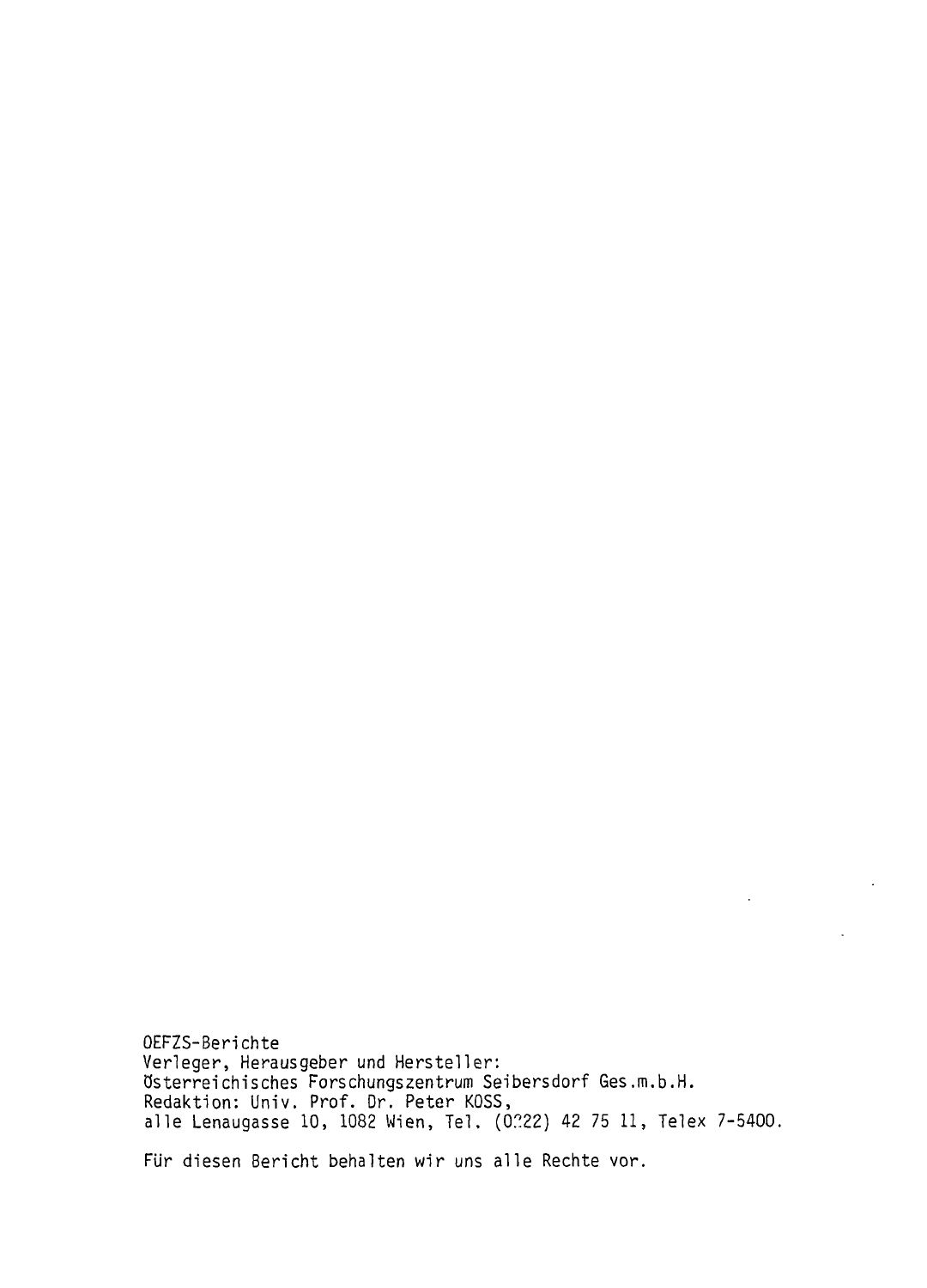OEFZS-Berichte
Verleger, Herausgeber und Hersteller:
Österreichisches Forschungszentrum Seibersdorf Ges.m.b.H.
Redaktion: Univ. Prof. Dr. Peter KOSS,
alle Lenaugasse 10, 1082 Wien, Tel. (0222) 42 75 11, Telex 7-5400.

Für diesen Bericht behalten wir uns alle Rechte vor.